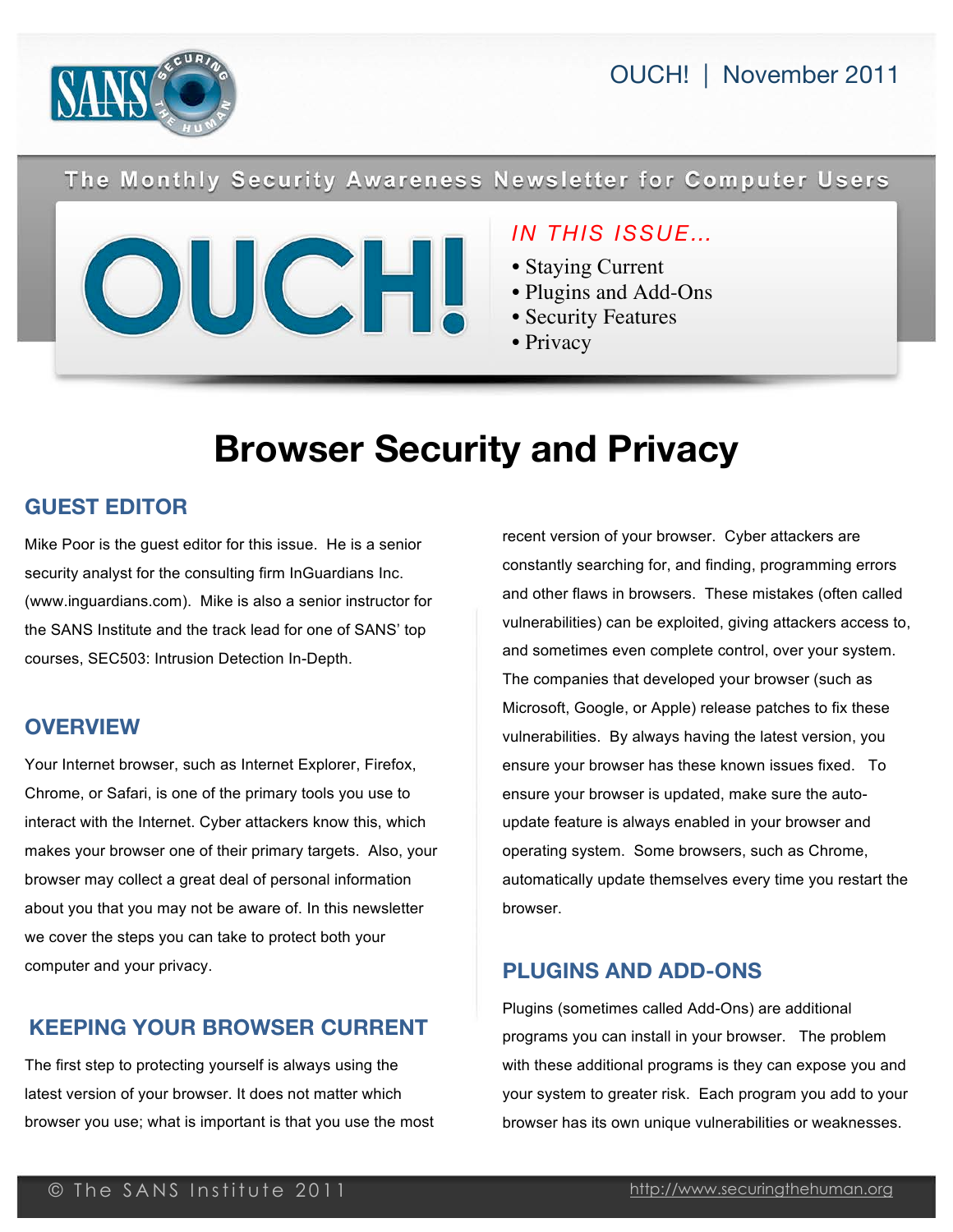OUCH! | November 2011

The Monthly Security Awareness Newsletter for Computer Users

# OUCH!

*IN THIS ISSUE…*

- Staying Current
- Plugins and Add-Ons
- Security Features
- Privacy

# Browser Security and Privacy

## GUEST EDITOR

Mike Poor is the guest editor for this issue. He is a senior security analyst for the consulting firm InGuardians Inc. (www.inguardians.com). Mike is also a senior instructor for the SANS Institute and the track lead for one of SANS' top courses, SEC503: Intrusion Detection In-Depth.

## OVERVIEW

Your Internet browser, such as Internet Explorer, Firefox, Chrome, or Safari, is one of the primary tools you use to interact with the Internet. Cyber attackers know this, which makes your browser one of their primary targets. Also, your browser may collect a great deal of personal information about you that you may not be aware of. In this newsletter we cover the steps you can take to protect both your computer and your privacy.

## KEEPING YOUR BROWSER CURRENT

The first step to protecting yourself is always using the latest version of your browser. It does not matter which browser you use; what is important is that you use the most recent version of your browser. Cyber attackers are constantly searching for, and finding, programming errors and other flaws in browsers. These mistakes (often called vulnerabilities) can be exploited, giving attackers access to, and sometimes even complete control, over your system. The companies that developed your browser (such as Microsoft, Google, or Apple) release patches to fix these vulnerabilities. By always having the latest version, you ensure your browser has these known issues fixed. To ensure your browser is updated, make sure the auto-update feature is always enabled in your browser and operating system. Some browsers, such as Chrome, automatically update themselves every time you restart the browser.

## PLUGINS AND ADD-ONS

Plugins (sometimes called Add-Ons) are additional programs you can install in your browser. The problem with these additional programs is they can expose you and your system to greater risk. Each program you add to your browser has its own unique vulnerabilities or weaknesses.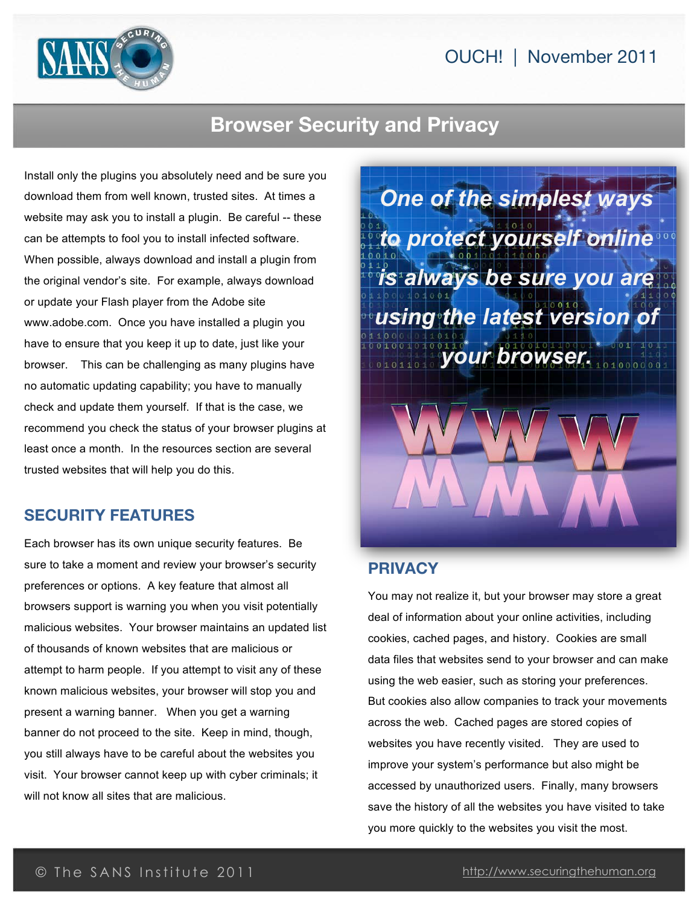# Browser Security and Privacy

Install only the plugins you absolutely need and be sure you download them from well known, trusted sites. At times a website may ask you to install a plugin. Be careful -- these can be attempts to fool you to install infected software. When possible, always download and install a plugin from the original vendor's site. For example, always download or update your Flash player from the Adobe site www.adobe.com. Once you have installed a plugin you have to ensure that you keep it up to date, just like your browser. This can be challenging as many plugins have no automatic updating capability; you have to manually check and update them yourself. If that is the case, we recommend you check the status of your browser plugins at least once a month. In the resources section are several trusted websites that will help you do this.

## SECURITY FEATURES

Each browser has its own unique security features. Be sure to take a moment and review your browser's security preferences or options. A key feature that almost all browsers support is warning you when you visit potentially malicious websites. Your browser maintains an updated list of thousands of known websites that are malicious or attempt to harm people. If you attempt to visit any of these known malicious websites, your browser will stop you and present a warning banner. When you get a warning banner do not proceed to the site. Keep in mind, though, you still always have to be careful about the websites you visit. Your browser cannot keep up with cyber criminals; it will not know all sites that are malicious.

*One of the simplest ways to protect yourself online is always be sure you are using the latest version of your browser.*

## PRIVACY

You may not realize it, but your browser may store a great deal of information about your online activities, including cookies, cached pages, and history. Cookies are small data files that websites send to your browser and can make using the web easier, such as storing your preferences. But cookies also allow companies to track your movements across the web. Cached pages are stored copies of websites you have recently visited. They are used to improve your system's performance but also might be accessed by unauthorized users. Finally, many browsers save the history of all the websites you have visited to take you more quickly to the websites you visit the most.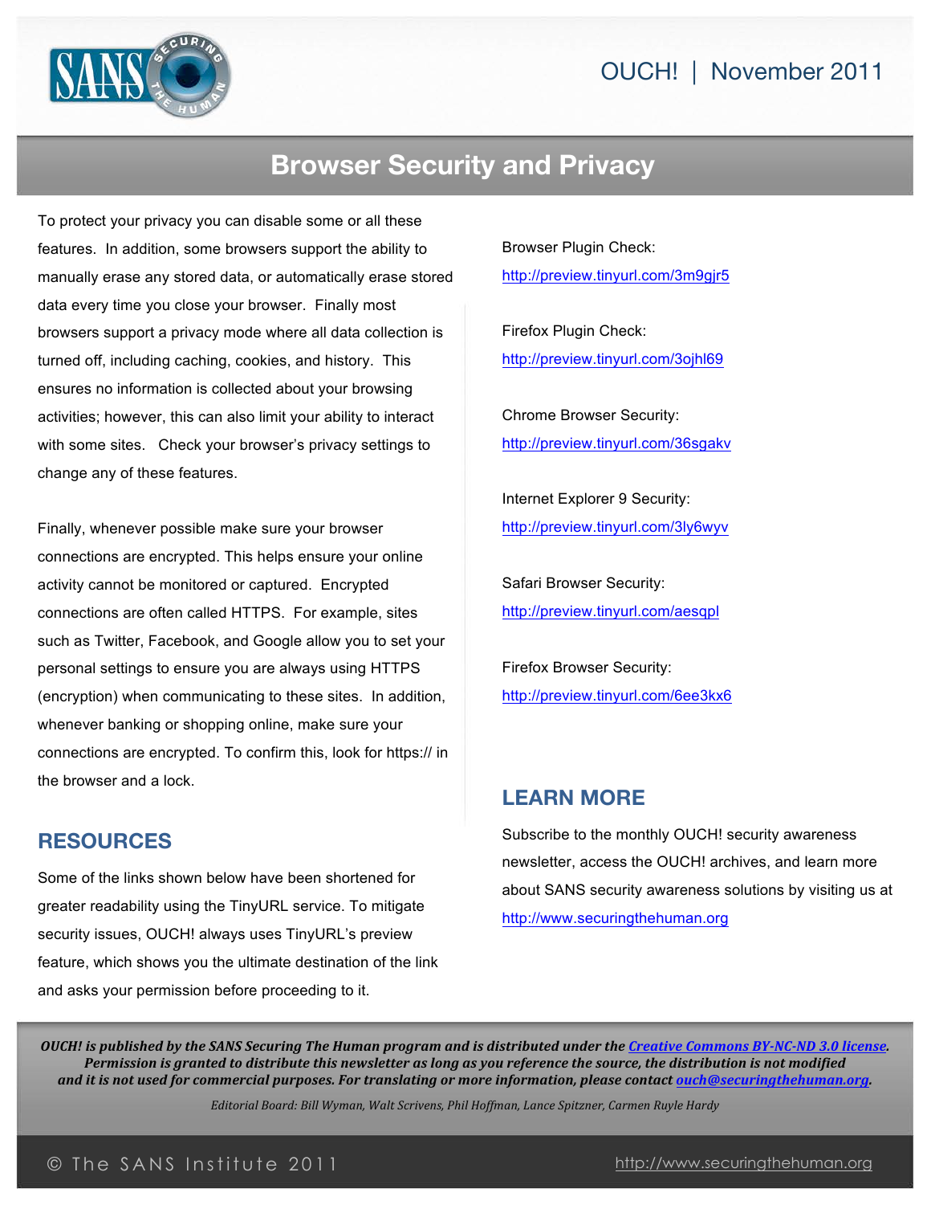To protect your privacy you can disable some or all these features. In addition, some browsers support the ability to manually erase any stored data, or automatically erase stored data every time you close your browser. Finally most browsers support a privacy mode where all data collection is turned off, including caching, cookies, and history. This ensures no information is collected about your browsing activities; however, this can also limit your ability to interact with some sites. Check your browser's privacy settings to change any of these features.

Finally, whenever possible make sure your browser connections are encrypted. This helps ensure your online activity cannot be monitored or captured. Encrypted connections are often called HTTPS. For example, sites such as Twitter, Facebook, and Google allow you to set your personal settings to ensure you are always using HTTPS (encryption) when communicating to these sites. In addition, whenever banking or shopping online, make sure your connections are encrypted. To confirm this, look for https:// in the browser and a lock.

## RESOURCES

Some of the links shown below have been shortened for greater readability using the TinyURL service. To mitigate security issues, OUCH! always uses TinyURL's preview feature, which shows you the ultimate destination of the link and asks your permission before proceeding to it.

Browser Plugin Check:
http://preview.tinyurl.com/3m9gjr5

Firefox Plugin Check:
http://preview.tinyurl.com/3ojhl69

Chrome Browser Security:
http://preview.tinyurl.com/36sgakv

Internet Explorer 9 Security:
http://preview.tinyurl.com/3ly6wyv

Safari Browser Security:
http://preview.tinyurl.com/aesqpl

Firefox Browser Security:
http://preview.tinyurl.com/6ee3kx6

## LEARN MORE

Subscribe to the monthly OUCH! security awareness newsletter, access the OUCH! archives, and learn more about SANS security awareness solutions by visiting us at http://www.securingthehuman.org

***OUCH! is published by the SANS Securing The Human program and is distributed under the Creative Commons BY-NC-ND 3.0 license. Permission is granted to distribute this newsletter as long as you reference the source, the distribution is not modified and it is not used for commercial purposes. For translating or more information, please contact ouch@securingthehuman.org.***

*Editorial Board: Bill Wyman, Walt Scrivens, Phil Hoffman, Lance Spitzner, Carmen Ruyle Hardy*

© The SANS Institute 2011 http://www.securingthehuman.org